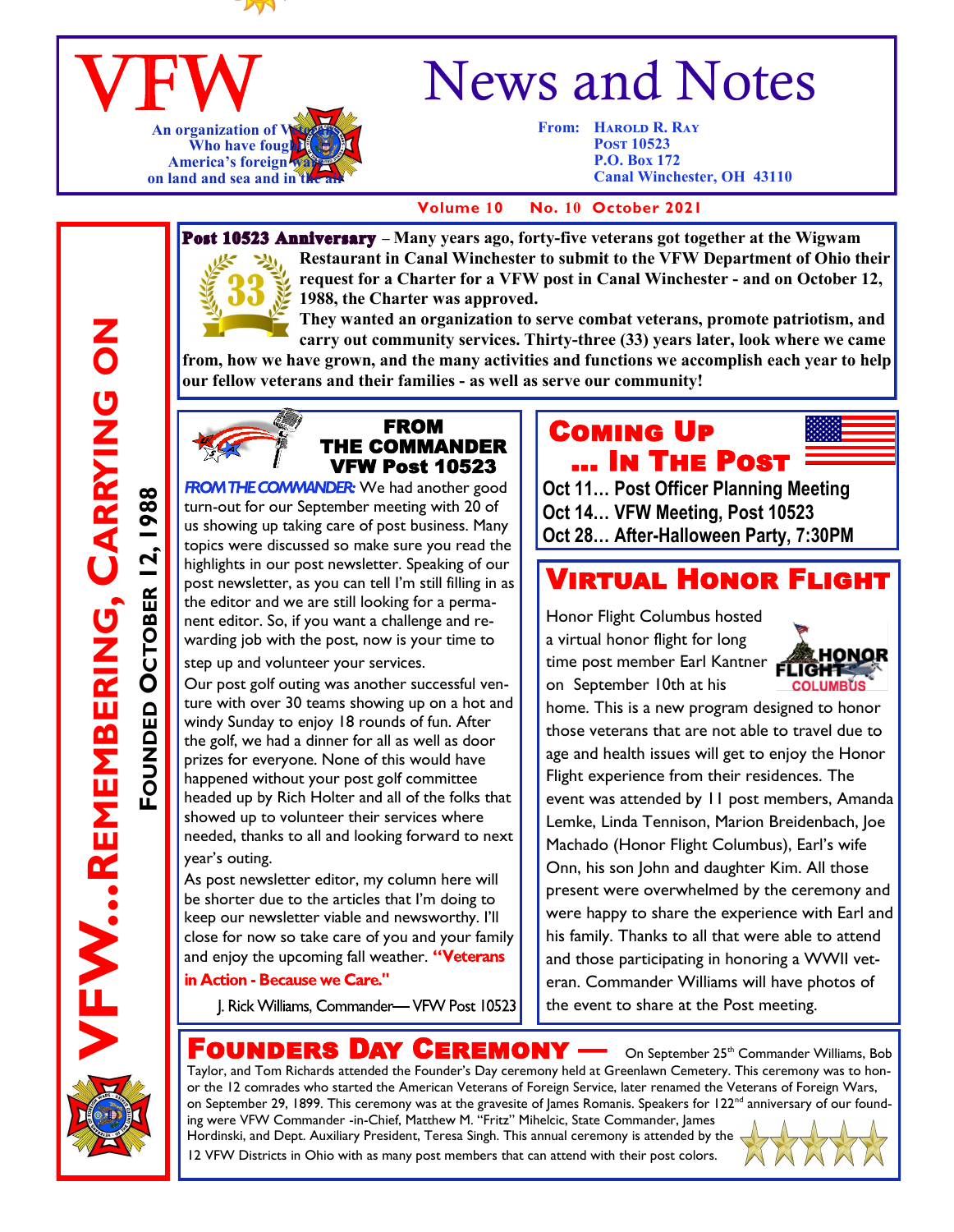# VFW News and Notes

An organization of Veterans Who have fought America's foreign wars on land and sea and in the air

From: Harold R. Ray
Post 10523
P.O. Box 172
Canal Winchester, OH 43110

Volume 10 No. 10 October 2021

**VFW…Remembering, Carrying On**

**Founded October 12, 1988**

**Post 10523 Anniversary** – Many years ago, forty-five veterans got together at the Wigwam Restaurant in Canal Winchester to submit to the VFW Department of Ohio their request for a Charter for a VFW post in Canal Winchester - and on October 12, 1988, the Charter was approved.

They wanted an organization to serve combat veterans, promote patriotism, and carry out community services. Thirty-three (33) years later, look where we came from, how we have grown, and the many activities and functions we accomplish each year to help our fellow veterans and their families - as well as serve our community!

## From The Commander VFW Post 10523

*FROM THE COMMANDER:* We had another good turn-out for our September meeting with 20 of us showing up taking care of post business. Many topics were discussed so make sure you read the highlights in our post newsletter. Speaking of our post newsletter, as you can tell I'm still filling in as the editor and we are still looking for a permanent editor. So, if you want a challenge and rewarding job with the post, now is your time to step up and volunteer your services.

Our post golf outing was another successful venture with over 30 teams showing up on a hot and windy Sunday to enjoy 18 rounds of fun. After the golf, we had a dinner for all as well as door prizes for everyone. None of this would have happened without your post golf committee headed up by Rich Holter and all of the folks that showed up to volunteer their services where needed, thanks to all and looking forward to next year's outing.

As post newsletter editor, my column here will be shorter due to the articles that I'm doing to keep our newsletter viable and newsworthy. I'll close for now so take care of you and your family and enjoy the upcoming fall weather. **"Veterans in Action - Because we Care."**

J. Rick Williams, Commander— VFW Post 10523

## Coming Up … In The Post

Oct 11… Post Officer Planning Meeting
Oct 14… VFW Meeting, Post 10523
Oct 28… After-Halloween Party, 7:30PM

## Virtual Honor Flight

Honor Flight Columbus hosted a virtual honor flight for long time post member Earl Kantner on September 10th at his home. This is a new program designed to honor those veterans that are not able to travel due to age and health issues will get to enjoy the Honor Flight experience from their residences. The event was attended by 11 post members, Amanda Lemke, Linda Tennison, Marion Breidenbach, Joe Machado (Honor Flight Columbus), Earl's wife Onn, his son John and daughter Kim. All those present were overwhelmed by the ceremony and were happy to share the experience with Earl and his family. Thanks to all that were able to attend and those participating in honoring a WWII veteran. Commander Williams will have photos of the event to share at the Post meeting.

## Founders Day Ceremony —

On September 25th Commander Williams, Bob Taylor, and Tom Richards attended the Founder's Day ceremony held at Greenlawn Cemetery. This ceremony was to honor the 12 comrades who started the American Veterans of Foreign Service, later renamed the Veterans of Foreign Wars, on September 29, 1899. This ceremony was at the gravesite of James Romanis. Speakers for 122nd anniversary of our founding were VFW Commander -in-Chief, Matthew M. "Fritz" Mihelcic, State Commander, James Hordinski, and Dept. Auxiliary President, Teresa Singh. This annual ceremony is attended by the 12 VFW Districts in Ohio with as many post members that can attend with their post colors.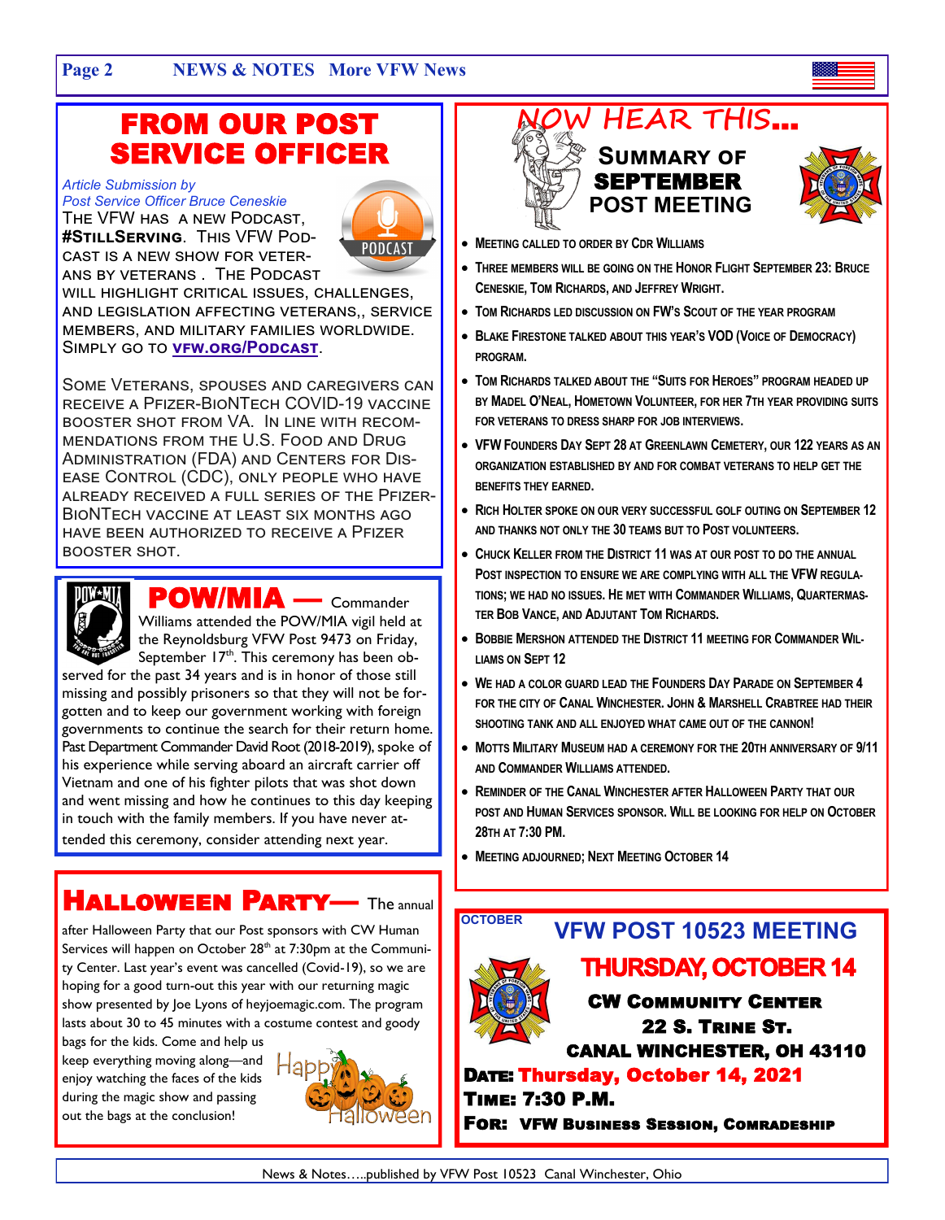# FROM OUR POST SERVICE OFFICER

*Article Submission by Post Service Officer Bruce Ceneskie*

The VFW has a new Podcast, **#StillServing**. This VFW Podcast is a new show for veterans by veterans . The Podcast will highlight critical issues, challenges, and legislation affecting veterans,, service members, and military families worldwide. Simply go to **vfw.org/Podcast**.

Some Veterans, spouses and caregivers can receive a Pfizer-BioNTech COVID-19 vaccine booster shot from VA. In line with recommendations from the U.S. Food and Drug Administration (FDA) and Centers for Disease Control (CDC), only people who have already received a full series of the Pfizer-BioNTech vaccine at least six months ago have been authorized to receive a Pfizer booster shot.

## POW/MIA —

Commander Williams attended the POW/MIA vigil held at the Reynoldsburg VFW Post 9473 on Friday, September 17th. This ceremony has been observed for the past 34 years and is in honor of those still missing and possibly prisoners so that they will not be forgotten and to keep our government working with foreign governments to continue the search for their return home. Past Department Commander David Root (2018-2019), spoke of his experience while serving aboard an aircraft carrier off Vietnam and one of his fighter pilots that was shot down and went missing and how he continues to this day keeping in touch with the family members. If you have never attended this ceremony, consider attending next year.

## Halloween Party—

The annual after Halloween Party that our Post sponsors with CW Human Services will happen on October 28th at 7:30pm at the Community Center. Last year's event was cancelled (Covid-19), so we are hoping for a good turn-out this year with our returning magic show presented by Joe Lyons of heyjoemagic.com. The program lasts about 30 to 45 minutes with a costume contest and goody bags for the kids. Come and help us keep everything moving along—and enjoy watching the faces of the kids during the magic show and passing out the bags at the conclusion!

Happy Halloween

# NOW HEAR THIS...

## Summary of SEPTEMBER POST MEETING

- Meeting called to order by Cdr Williams
- Three members will be going on the Honor Flight September 23: Bruce Ceneskie, Tom Richards, and Jeffrey Wright.
- Tom Richards led discussion on FW's Scout of the Year program
- Blake Firestone talked about this year's VOD (Voice of Democracy) program.
- Tom Richards talked about the "Suits for Heroes" program headed up by Madel O'Neal, Hometown Volunteer, for her 7th year providing suits for veterans to dress sharp for job interviews.
- VFW Founders Day Sept 28 at Greenlawn Cemetery, our 122 years as an organization established by and for combat veterans to help get the benefits they earned.
- Rich Holter spoke on our very successful golf outing on September 12 and thanks not only the 30 teams but to Post volunteers.
- Chuck Keller from the District 11 was at our Post to do the annual Post inspection to ensure we are complying with all the VFW regulations; we had no issues. He met with Commander Williams, Quartermaster Bob Vance, and Adjutant Tom Richards.
- Bobbie Mershon attended the District 11 meeting for Commander Williams on Sept 12
- We had a color guard lead the Founders Day Parade on September 4 for the city of Canal Winchester. John & Marshell Crabtree had their shooting tank and all enjoyed what came out of the cannon!
- Motts Military Museum had a ceremony for the 20th anniversary of 9/11 and Commander Williams attended.
- Reminder of the Canal Winchester after Halloween Party that our Post and Human Services sponsor. Will be looking for help on October 28th at 7:30 PM.
- Meeting adjourned; Next Meeting October 14

OCTOBER

## VFW POST 10523 MEETING

## THURSDAY, OCTOBER 14

**CW Community Center**
**22 S. Trine St.**
**Canal Winchester, OH 43110**

**Date:** **Thursday, October 14, 2021**

**Time: 7:30 P.M.**

**For: VFW Business Session, Comradeship**

News & Notes…..published by VFW Post 10523 Canal Winchester, Ohio